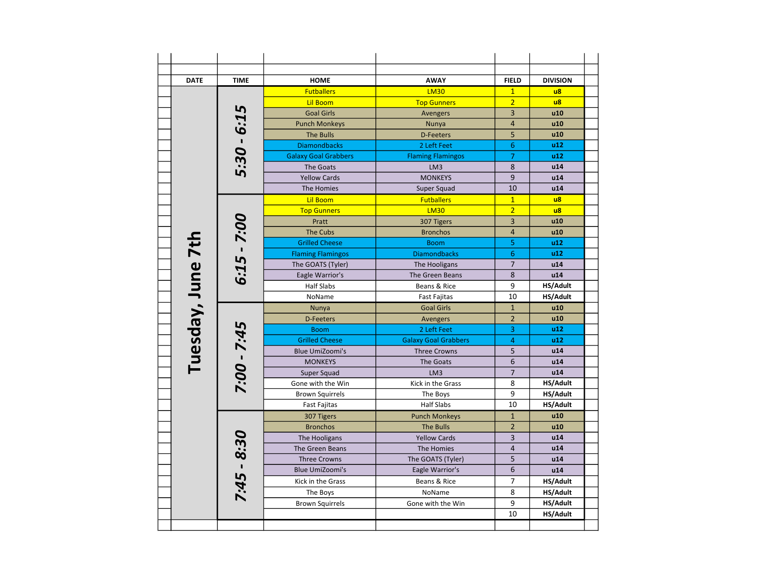| DATE | TIME | HOME | AWAY | FIELD | DIVISION |
|---|---|---|---|---|---|
| Tuesday, June 7th | 5:30 - 6:15 | Futballers | LM30 | 1 | u8 |
| | | Lil Boom | Top Gunners | 2 | u8 |
| | | Goal Girls | Avengers | 3 | u10 |
| | | Punch Monkeys | Nunya | 4 | u10 |
| | | The Bulls | D-Feeters | 5 | u10 |
| | | Diamondbacks | 2 Left Feet | 6 | u12 |
| | | Galaxy Goal Grabbers | Flaming Flamingos | 7 | u12 |
| | | The Goats | LM3 | 8 | u14 |
| | | Yellow Cards | MONKEYS | 9 | u14 |
| | | The Homies | Super Squad | 10 | u14 |
| | 6:15 - 7:00 | Lil Boom | Futballers | 1 | u8 |
| | | Top Gunners | LM30 | 2 | u8 |
| | | Pratt | 307 Tigers | 3 | u10 |
| | | The Cubs | Bronchos | 4 | u10 |
| | | Grilled Cheese | Boom | 5 | u12 |
| | | Flaming Flamingos | Diamondbacks | 6 | u12 |
| | | The GOATS (Tyler) | The Hooligans | 7 | u14 |
| | | Eagle Warrior's | The Green Beans | 8 | u14 |
| | | Half Slabs | Beans & Rice | 9 | HS/Adult |
| | | NoName | Fast Fajitas | 10 | HS/Adult |
| | 7:00 - 7:45 | Nunya | Goal Girls | 1 | u10 |
| | | D-Feeters | Avengers | 2 | u10 |
| | | Boom | 2 Left Feet | 3 | u12 |
| | | Grilled Cheese | Galaxy Goal Grabbers | 4 | u12 |
| | | Blue UmiZoomi's | Three Crowns | 5 | u14 |
| | | MONKEYS | The Goats | 6 | u14 |
| | | Super Squad | LM3 | 7 | u14 |
| | | Gone with the Win | Kick in the Grass | 8 | HS/Adult |
| | | Brown Squirrels | The Boys | 9 | HS/Adult |
| | | Fast Fajitas | Half Slabs | 10 | HS/Adult |
| | 7:45 - 8:30 | 307 Tigers | Punch Monkeys | 1 | u10 |
| | | Bronchos | The Bulls | 2 | u10 |
| | | The Hooligans | Yellow Cards | 3 | u14 |
| | | The Green Beans | The Homies | 4 | u14 |
| | | Three Crowns | The GOATS (Tyler) | 5 | u14 |
| | | Blue UmiZoomi's | Eagle Warrior's | 6 | u14 |
| | | Kick in the Grass | Beans & Rice | 7 | HS/Adult |
| | | The Boys | NoName | 8 | HS/Adult |
| | | Brown Squirrels | Gone with the Win | 9 | HS/Adult |
| | | | | 10 | HS/Adult |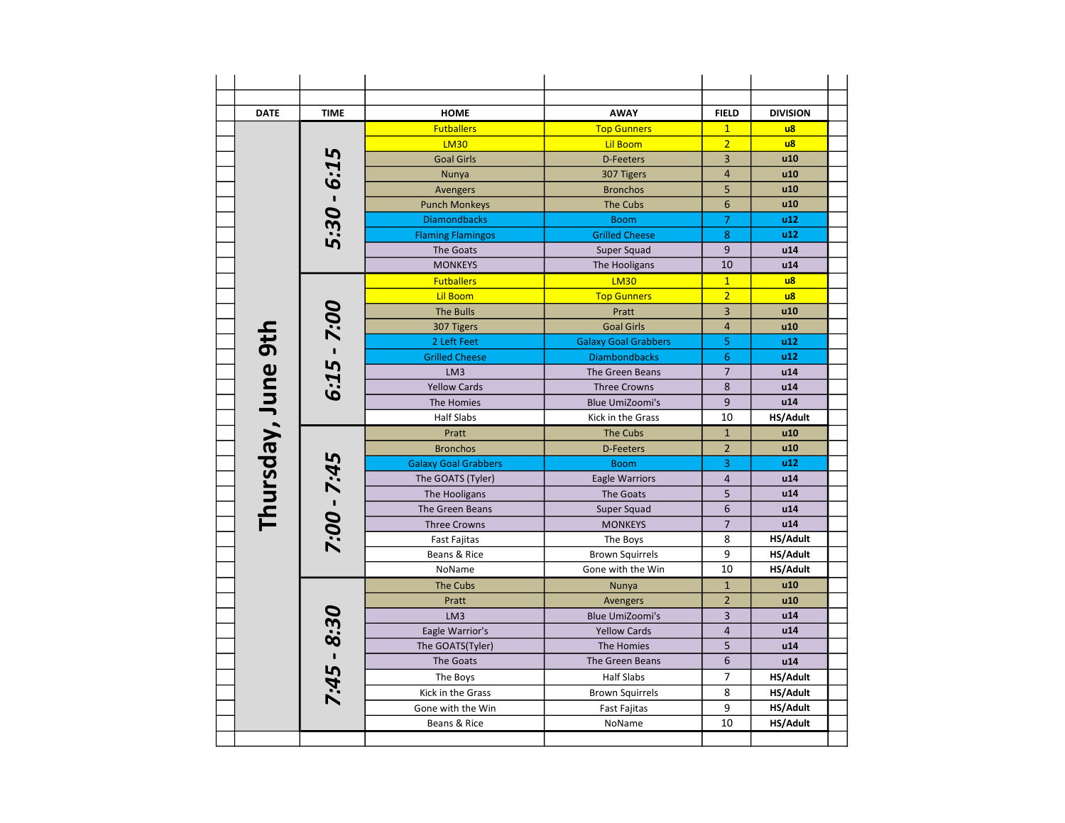| DATE | TIME | HOME | AWAY | FIELD | DIVISION |
|---|---|---|---|---|---|
| Thursday, June 9th | 5:30 - 6:15 | Futballers | Top Gunners | 1 | u8 |
| | | LM30 | Lil Boom | 2 | u8 |
| | | Goal Girls | D-Feeters | 3 | u10 |
| | | Nunya | 307 Tigers | 4 | u10 |
| | | Avengers | Bronchos | 5 | u10 |
| | | Punch Monkeys | The Cubs | 6 | u10 |
| | | Diamondbacks | Boom | 7 | u12 |
| | | Flaming Flamingos | Grilled Cheese | 8 | u12 |
| | | The Goats | Super Squad | 9 | u14 |
| | | MONKEYS | The Hooligans | 10 | u14 |
| | 6:15 - 7:00 | Futballers | LM30 | 1 | u8 |
| | | Lil Boom | Top Gunners | 2 | u8 |
| | | The Bulls | Pratt | 3 | u10 |
| | | 307 Tigers | Goal Girls | 4 | u10 |
| | | 2 Left Feet | Galaxy Goal Grabbers | 5 | u12 |
| | | Grilled Cheese | Diambondbacks | 6 | u12 |
| | | LM3 | The Green Beans | 7 | u14 |
| | | Yellow Cards | Three Crowns | 8 | u14 |
| | | The Homies | Blue UmiZoomi's | 9 | u14 |
| | | Half Slabs | Kick in the Grass | 10 | HS/Adult |
| | 7:00 - 7:45 | Pratt | The Cubs | 1 | u10 |
| | | Bronchos | D-Feeters | 2 | u10 |
| | | Galaxy Goal Grabbers | Boom | 3 | u12 |
| | | The GOATS (Tyler) | Eagle Warriors | 4 | u14 |
| | | The Hooligans | The Goats | 5 | u14 |
| | | The Green Beans | Super Squad | 6 | u14 |
| | | Three Crowns | MONKEYS | 7 | u14 |
| | | Fast Fajitas | The Boys | 8 | HS/Adult |
| | | Beans & Rice | Brown Squirrels | 9 | HS/Adult |
| | | NoName | Gone with the Win | 10 | HS/Adult |
| | 7:45 - 8:30 | The Cubs | Nunya | 1 | u10 |
| | | Pratt | Avengers | 2 | u10 |
| | | LM3 | Blue UmiZoomi's | 3 | u14 |
| | | Eagle Warrior's | Yellow Cards | 4 | u14 |
| | | The GOATS(Tyler) | The Homies | 5 | u14 |
| | | The Goats | The Green Beans | 6 | u14 |
| | | The Boys | Half Slabs | 7 | HS/Adult |
| | | Kick in the Grass | Brown Squirrels | 8 | HS/Adult |
| | | Gone with the Win | Fast Fajitas | 9 | HS/Adult |
| | | Beans & Rice | NoName | 10 | HS/Adult |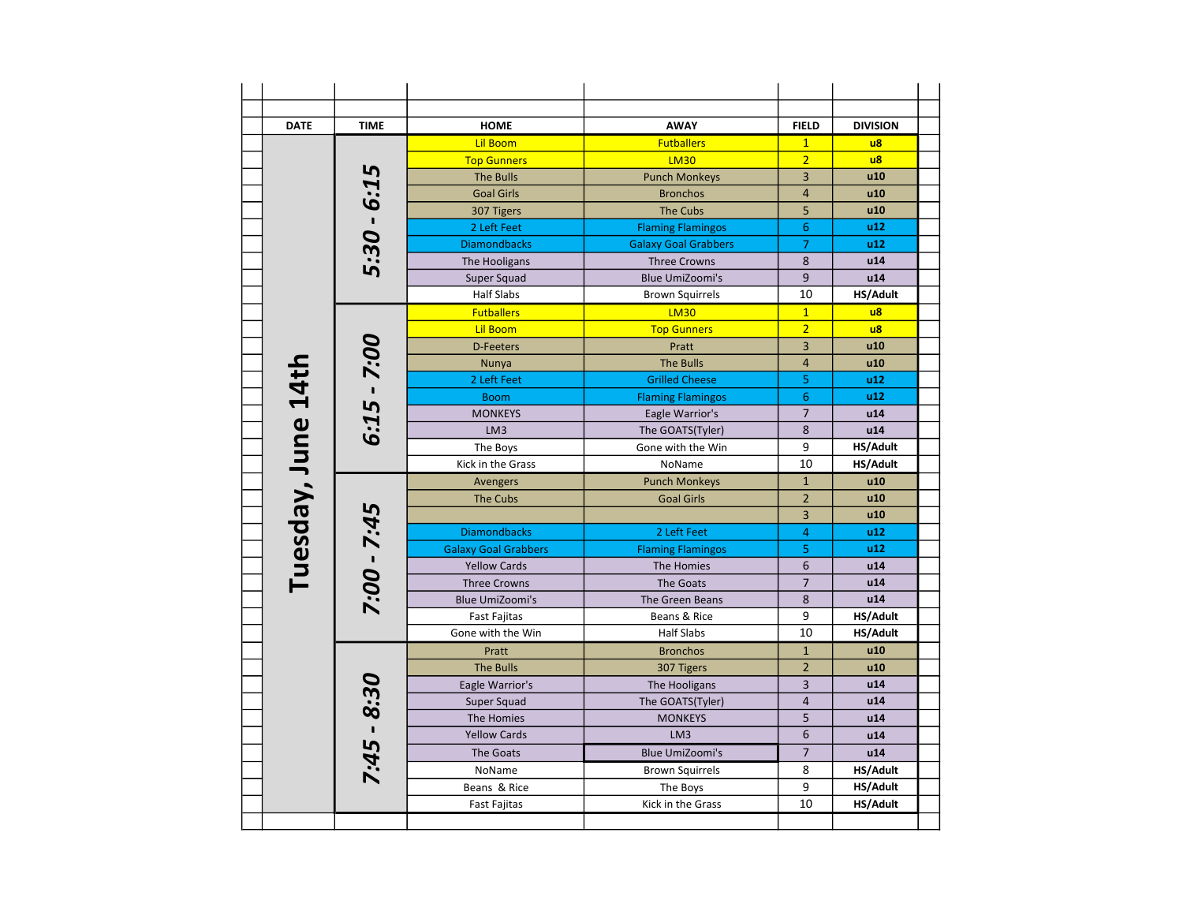| DATE | TIME | HOME | AWAY | FIELD | DIVISION |
|---|---|---|---|---|---|
| Tuesday, June 14th | 5:30 - 6:15 | Lil Boom | Futballers | 1 | u8 |
| | | Top Gunners | LM30 | 2 | u8 |
| | | The Bulls | Punch Monkeys | 3 | u10 |
| | | Goal Girls | Bronchos | 4 | u10 |
| | | 307 Tigers | The Cubs | 5 | u10 |
| | | 2 Left Feet | Flaming Flamingos | 6 | u12 |
| | | Diamondbacks | Galaxy Goal Grabbers | 7 | u12 |
| | | The Hooligans | Three Crowns | 8 | u14 |
| | | Super Squad | Blue UmiZoomi's | 9 | u14 |
| | | Half Slabs | Brown Squirrels | 10 | HS/Adult |
| | 6:15 - 7:00 | Futballers | LM30 | 1 | u8 |
| | | Lil Boom | Top Gunners | 2 | u8 |
| | | D-Feeters | Pratt | 3 | u10 |
| | | Nunya | The Bulls | 4 | u10 |
| | | 2 Left Feet | Grilled Cheese | 5 | u12 |
| | | Boom | Flaming Flamingos | 6 | u12 |
| | | MONKEYS | Eagle Warrior's | 7 | u14 |
| | | LM3 | The GOATS(Tyler) | 8 | u14 |
| | | The Boys | Gone with the Win | 9 | HS/Adult |
| | | Kick in the Grass | NoName | 10 | HS/Adult |
| | 7:00 - 7:45 | Avengers | Punch Monkeys | 1 | u10 |
| | | The Cubs | Goal Girls | 2 | u10 |
| | | | | 3 | u10 |
| | | Diamondbacks | 2 Left Feet | 4 | u12 |
| | | Galaxy Goal Grabbers | Flaming Flamingos | 5 | u12 |
| | | Yellow Cards | The Homies | 6 | u14 |
| | | Three Crowns | The Goats | 7 | u14 |
| | | Blue UmiZoomi's | The Green Beans | 8 | u14 |
| | | Fast Fajitas | Beans & Rice | 9 | HS/Adult |
| | | Gone with the Win | Half Slabs | 10 | HS/Adult |
| | 7:45 - 8:30 | Pratt | Bronchos | 1 | u10 |
| | | The Bulls | 307 Tigers | 2 | u10 |
| | | Eagle Warrior's | The Hooligans | 3 | u14 |
| | | Super Squad | The GOATS(Tyler) | 4 | u14 |
| | | The Homies | MONKEYS | 5 | u14 |
| | | Yellow Cards | LM3 | 6 | u14 |
| | | The Goats | Blue UmiZoomi's | 7 | u14 |
| | | NoName | Brown Squirrels | 8 | HS/Adult |
| | | Beans & Rice | The Boys | 9 | HS/Adult |
| | | Fast Fajitas | Kick in the Grass | 10 | HS/Adult |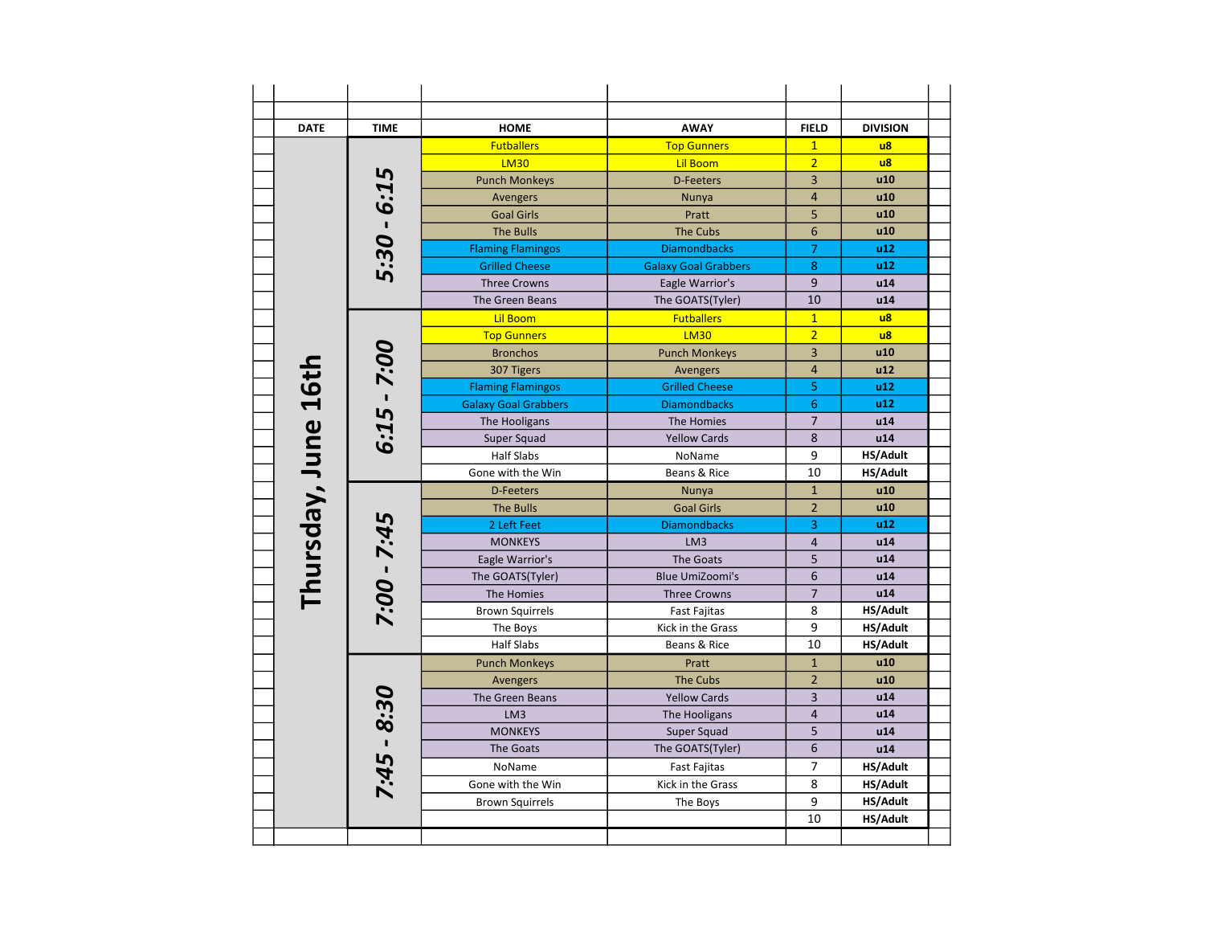| DATE | TIME | HOME | AWAY | FIELD | DIVISION |
|---|---|---|---|---|---|
| Thursday, June 16th | 5:30 - 6:15 | Futballers | Top Gunners | 1 | u8 |
| | | LM30 | Lil Boom | 2 | u8 |
| | | Punch Monkeys | D-Feeters | 3 | u10 |
| | | Avengers | Nunya | 4 | u10 |
| | | Goal Girls | Pratt | 5 | u10 |
| | | The Bulls | The Cubs | 6 | u10 |
| | | Flaming Flamingos | Diamondbacks | 7 | u12 |
| | | Grilled Cheese | Galaxy Goal Grabbers | 8 | u12 |
| | | Three Crowns | Eagle Warrior's | 9 | u14 |
| | | The Green Beans | The GOATS(Tyler) | 10 | u14 |
| | 6:15 - 7:00 | Lil Boom | Futballers | 1 | u8 |
| | | Top Gunners | LM30 | 2 | u8 |
| | | Bronchos | Punch Monkeys | 3 | u10 |
| | | 307 Tigers | Avengers | 4 | u12 |
| | | Flaming Flamingos | Grilled Cheese | 5 | u12 |
| | | Galaxy Goal Grabbers | Diamondbacks | 6 | u12 |
| | | The Hooligans | The Homies | 7 | u14 |
| | | Super Squad | Yellow Cards | 8 | u14 |
| | | Half Slabs | NoName | 9 | HS/Adult |
| | | Gone with the Win | Beans & Rice | 10 | HS/Adult |
| | 7:00 - 7:45 | D-Feeters | Nunya | 1 | u10 |
| | | The Bulls | Goal Girls | 2 | u10 |
| | | 2 Left Feet | Diamondbacks | 3 | u12 |
| | | MONKEYS | LM3 | 4 | u14 |
| | | Eagle Warrior's | The Goats | 5 | u14 |
| | | The GOATS(Tyler) | Blue UmiZoomi's | 6 | u14 |
| | | The Homies | Three Crowns | 7 | u14 |
| | | Brown Squirrels | Fast Fajitas | 8 | HS/Adult |
| | | The Boys | Kick in the Grass | 9 | HS/Adult |
| | | Half Slabs | Beans & Rice | 10 | HS/Adult |
| | 7:45 - 8:30 | Punch Monkeys | Pratt | 1 | u10 |
| | | Avengers | The Cubs | 2 | u10 |
| | | The Green Beans | Yellow Cards | 3 | u14 |
| | | LM3 | The Hooligans | 4 | u14 |
| | | MONKEYS | Super Squad | 5 | u14 |
| | | The Goats | The GOATS(Tyler) | 6 | u14 |
| | | NoName | Fast Fajitas | 7 | HS/Adult |
| | | Gone with the Win | Kick in the Grass | 8 | HS/Adult |
| | | Brown Squirrels | The Boys | 9 | HS/Adult |
| | | | | 10 | HS/Adult |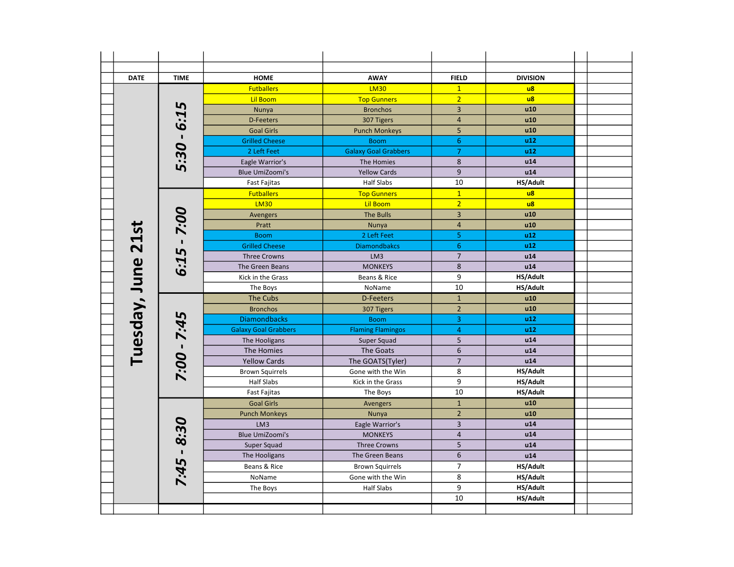| DATE | TIME | HOME | AWAY | FIELD | DIVISION |
|---|---|---|---|---|---|
| Tuesday, June 21st | 5:30 - 6:15 | Futballers | LM30 | 1 | u8 |
| | | Lil Boom | Top Gunners | 2 | u8 |
| | | Nunya | Bronchos | 3 | u10 |
| | | D-Feeters | 307 Tigers | 4 | u10 |
| | | Goal Girls | Punch Monkeys | 5 | u10 |
| | | Grilled Cheese | Boom | 6 | u12 |
| | | 2 Left Feet | Galaxy Goal Grabbers | 7 | u12 |
| | | Eagle Warrior's | The Homies | 8 | u14 |
| | | Blue UmiZoomi's | Yellow Cards | 9 | u14 |
| | | Fast Fajitas | Half Slabs | 10 | HS/Adult |
| | 6:15 - 7:00 | Futballers | Top Gunners | 1 | u8 |
| | | LM30 | Lil Boom | 2 | u8 |
| | | Avengers | The Bulls | 3 | u10 |
| | | Pratt | Nunya | 4 | u10 |
| | | Boom | 2 Left Feet | 5 | u12 |
| | | Grilled Cheese | Diamondbakcs | 6 | u12 |
| | | Three Crowns | LM3 | 7 | u14 |
| | | The Green Beans | MONKEYS | 8 | u14 |
| | | Kick in the Grass | Beans & Rice | 9 | HS/Adult |
| | | The Boys | NoName | 10 | HS/Adult |
| | 7:00 - 7:45 | The Cubs | D-Feeters | 1 | u10 |
| | | Bronchos | 307 Tigers | 2 | u10 |
| | | Diamondbacks | Boom | 3 | u12 |
| | | Galaxy Goal Grabbers | Flaming Flamingos | 4 | u12 |
| | | The Hooligans | Super Squad | 5 | u14 |
| | | The Homies | The Goats | 6 | u14 |
| | | Yellow Cards | The GOATS(Tyler) | 7 | u14 |
| | | Brown Squirrels | Gone with the Win | 8 | HS/Adult |
| | | Half Slabs | Kick in the Grass | 9 | HS/Adult |
| | | Fast Fajitas | The Boys | 10 | HS/Adult |
| | 7:45 - 8:30 | Goal Girls | Avengers | 1 | u10 |
| | | Punch Monkeys | Nunya | 2 | u10 |
| | | LM3 | Eagle Warrior's | 3 | u14 |
| | | Blue UmiZoomi's | MONKEYS | 4 | u14 |
| | | Super Squad | Three Crowns | 5 | u14 |
| | | The Hooligans | The Green Beans | 6 | u14 |
| | | Beans & Rice | Brown Squirrels | 7 | HS/Adult |
| | | NoName | Gone with the Win | 8 | HS/Adult |
| | | The Boys | Half Slabs | 9 | HS/Adult |
| | | | | 10 | HS/Adult |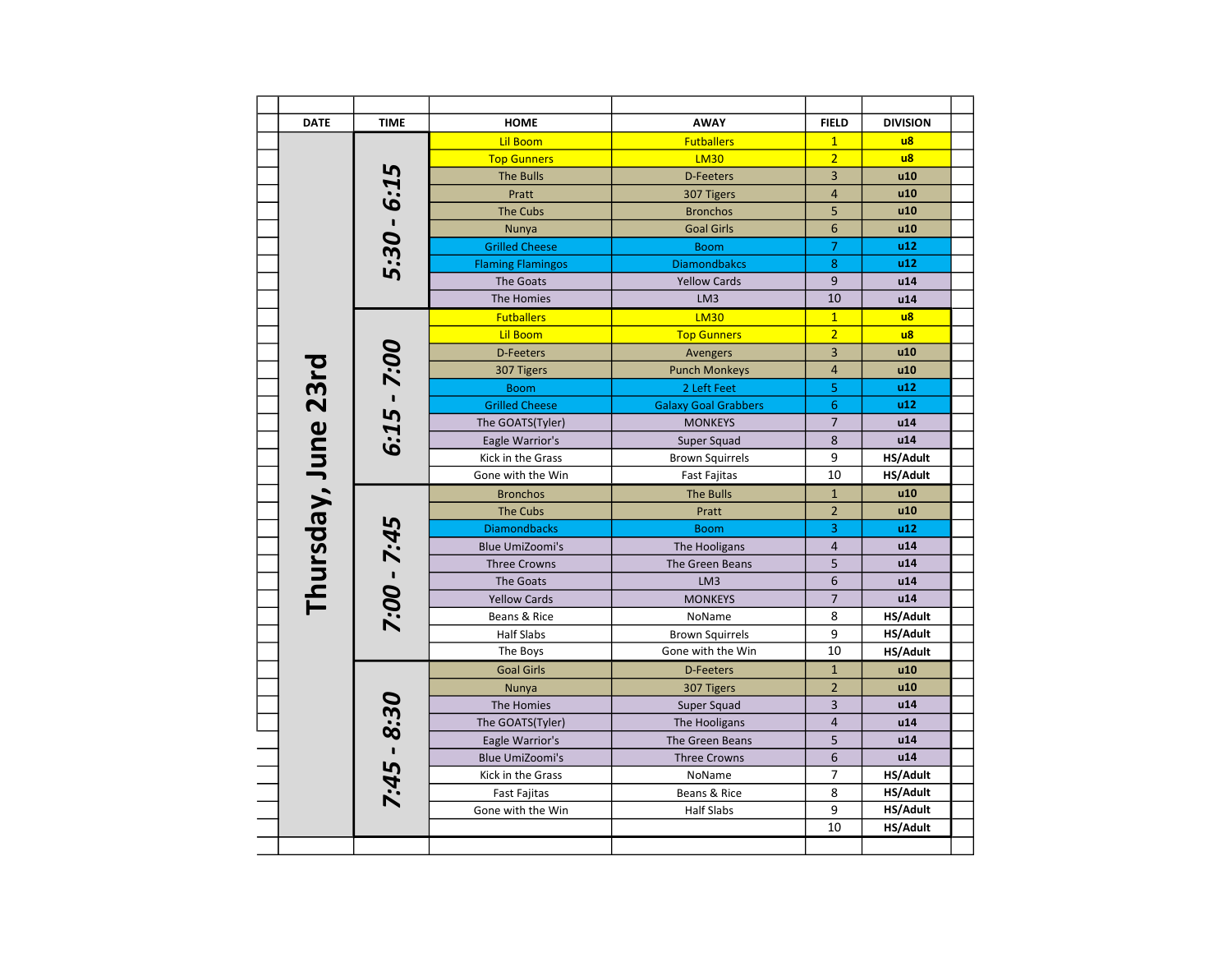| DATE | TIME | HOME | AWAY | FIELD | DIVISION |
|---|---|---|---|---|---|
| Thursday, June 23rd | 5:30 - 6:15 | Lil Boom | Futballers | 1 | u8 |
| | | Top Gunners | LM30 | 2 | u8 |
| | | The Bulls | D-Feeters | 3 | u10 |
| | | Pratt | 307 Tigers | 4 | u10 |
| | | The Cubs | Bronchos | 5 | u10 |
| | | Nunya | Goal Girls | 6 | u10 |
| | | Grilled Cheese | Boom | 7 | u12 |
| | | Flaming Flamingos | Diamondbakcs | 8 | u12 |
| | | The Goats | Yellow Cards | 9 | u14 |
| | | The Homies | LM3 | 10 | u14 |
| | 6:15 - 7:00 | Futballers | LM30 | 1 | u8 |
| | | Lil Boom | Top Gunners | 2 | u8 |
| | | D-Feeters | Avengers | 3 | u10 |
| | | 307 Tigers | Punch Monkeys | 4 | u10 |
| | | Boom | 2 Left Feet | 5 | u12 |
| | | Grilled Cheese | Galaxy Goal Grabbers | 6 | u12 |
| | | The GOATS(Tyler) | MONKEYS | 7 | u14 |
| | | Eagle Warrior's | Super Squad | 8 | u14 |
| | | Kick in the Grass | Brown Squirrels | 9 | HS/Adult |
| | | Gone with the Win | Fast Fajitas | 10 | HS/Adult |
| | 7:00 - 7:45 | Bronchos | The Bulls | 1 | u10 |
| | | The Cubs | Pratt | 2 | u10 |
| | | Diamondbacks | Boom | 3 | u12 |
| | | Blue UmiZoomi's | The Hooligans | 4 | u14 |
| | | Three Crowns | The Green Beans | 5 | u14 |
| | | The Goats | LM3 | 6 | u14 |
| | | Yellow Cards | MONKEYS | 7 | u14 |
| | | Beans & Rice | NoName | 8 | HS/Adult |
| | | Half Slabs | Brown Squirrels | 9 | HS/Adult |
| | | The Boys | Gone with the Win | 10 | HS/Adult |
| | 7:45 - 8:30 | Goal Girls | D-Feeters | 1 | u10 |
| | | Nunya | 307 Tigers | 2 | u10 |
| | | The Homies | Super Squad | 3 | u14 |
| | | The GOATS(Tyler) | The Hooligans | 4 | u14 |
| | | Eagle Warrior's | The Green Beans | 5 | u14 |
| | | Blue UmiZoomi's | Three Crowns | 6 | u14 |
| | | Kick in the Grass | NoName | 7 | HS/Adult |
| | | Fast Fajitas | Beans & Rice | 8 | HS/Adult |
| | | Gone with the Win | Half Slabs | 9 | HS/Adult |
| | | | | 10 | HS/Adult |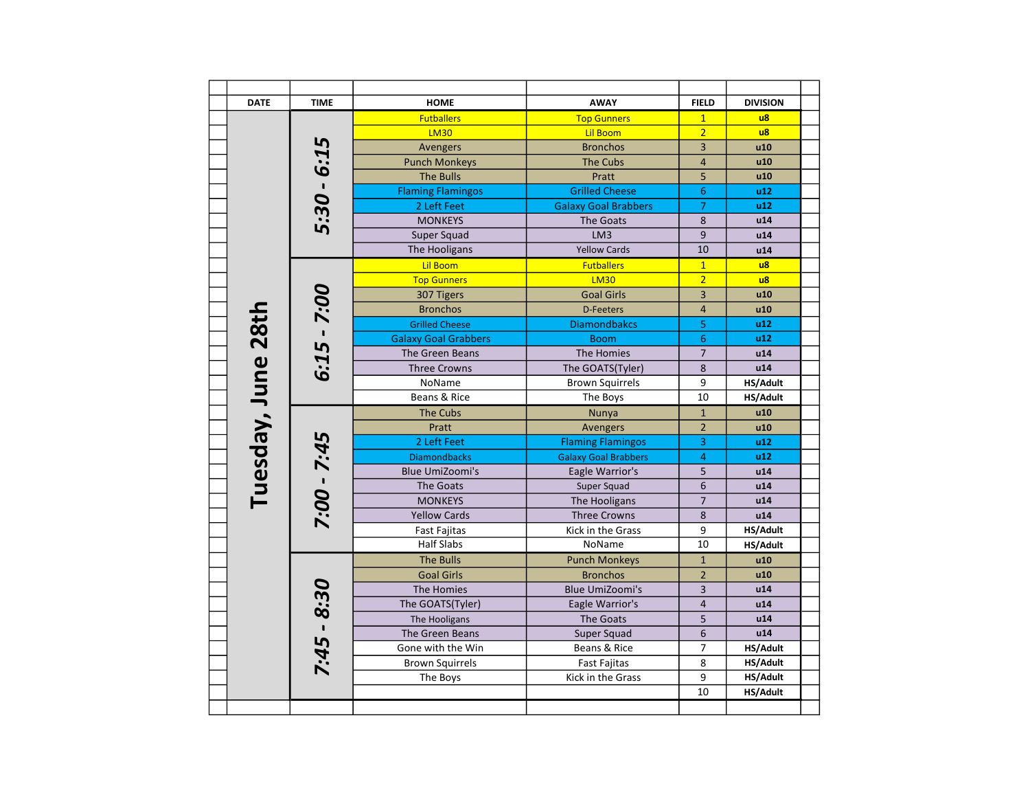| DATE | TIME | HOME | AWAY | FIELD | DIVISION |
|---|---|---|---|---|---|
| Tuesday, June 28th | 5:30 - 6:15 | Futballers | Top Gunners | 1 | u8 |
| | | LM30 | Lil Boom | 2 | u8 |
| | | Avengers | Bronchos | 3 | u10 |
| | | Punch Monkeys | The Cubs | 4 | u10 |
| | | The Bulls | Pratt | 5 | u10 |
| | | Flaming Flamingos | Grilled Cheese | 6 | u12 |
| | | 2 Left Feet | Galaxy Goal Brabbers | 7 | u12 |
| | | MONKEYS | The Goats | 8 | u14 |
| | | Super Squad | LM3 | 9 | u14 |
| | | The Hooligans | Yellow Cards | 10 | u14 |
| | 6:15 - 7:00 | Lil Boom | Futballers | 1 | u8 |
| | | Top Gunners | LM30 | 2 | u8 |
| | | 307 Tigers | Goal Girls | 3 | u10 |
| | | Bronchos | D-Feeters | 4 | u10 |
| | | Grilled Cheese | Diamondbakcs | 5 | u12 |
| | | Galaxy Goal Grabbers | Boom | 6 | u12 |
| | | The Green Beans | The Homies | 7 | u14 |
| | | Three Crowns | The GOATS(Tyler) | 8 | u14 |
| | | NoName | Brown Squirrels | 9 | HS/Adult |
| | | Beans & Rice | The Boys | 10 | HS/Adult |
| | 7:00 - 7:45 | The Cubs | Nunya | 1 | u10 |
| | | Pratt | Avengers | 2 | u10 |
| | | 2 Left Feet | Flaming Flamingos | 3 | u12 |
| | | Diamondbacks | Galaxy Goal Brabbers | 4 | u12 |
| | | Blue UmiZoomi's | Eagle Warrior's | 5 | u14 |
| | | The Goats | Super Squad | 6 | u14 |
| | | MONKEYS | The Hooligans | 7 | u14 |
| | | Yellow Cards | Three Crowns | 8 | u14 |
| | | Fast Fajitas | Kick in the Grass | 9 | HS/Adult |
| | | Half Slabs | NoName | 10 | HS/Adult |
| | 7:45 - 8:30 | The Bulls | Punch Monkeys | 1 | u10 |
| | | Goal Girls | Bronchos | 2 | u10 |
| | | The Homies | Blue UmiZoomi's | 3 | u14 |
| | | The GOATS(Tyler) | Eagle Warrior's | 4 | u14 |
| | | The Hooligans | The Goats | 5 | u14 |
| | | The Green Beans | Super Squad | 6 | u14 |
| | | Gone with the Win | Beans & Rice | 7 | HS/Adult |
| | | Brown Squirrels | Fast Fajitas | 8 | HS/Adult |
| | | The Boys | Kick in the Grass | 9 | HS/Adult |
| | | | | 10 | HS/Adult |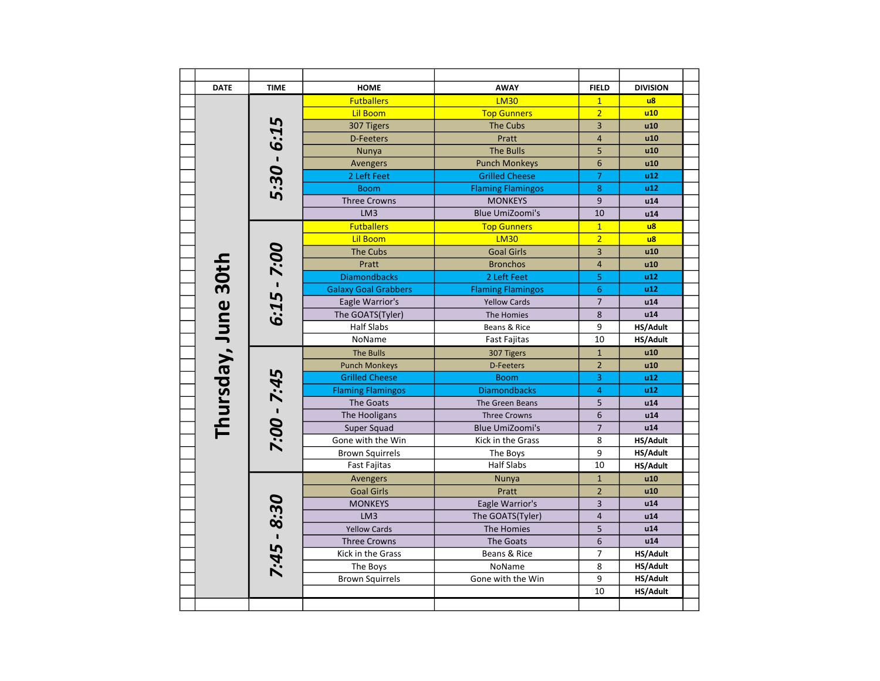| DATE | TIME | HOME | AWAY | FIELD | DIVISION |
|---|---|---|---|---|---|
| Thursday, June 30th | 5:30 - 6:15 | Futballers | LM30 | 1 | u8 |
| | | Lil Boom | Top Gunners | 2 | u10 |
| | | 307 Tigers | The Cubs | 3 | u10 |
| | | D-Feeters | Pratt | 4 | u10 |
| | | Nunya | The Bulls | 5 | u10 |
| | | Avengers | Punch Monkeys | 6 | u10 |
| | | 2 Left Feet | Grilled Cheese | 7 | u12 |
| | | Boom | Flaming Flamingos | 8 | u12 |
| | | Three Crowns | MONKEYS | 9 | u14 |
| | | LM3 | Blue UmiZoomi's | 10 | u14 |
| | 6:15 - 7:00 | Futballers | Top Gunners | 1 | u8 |
| | | Lil Boom | LM30 | 2 | u8 |
| | | The Cubs | Goal Girls | 3 | u10 |
| | | Pratt | Bronchos | 4 | u10 |
| | | Diamondbacks | 2 Left Feet | 5 | u12 |
| | | Galaxy Goal Grabbers | Flaming Flamingos | 6 | u12 |
| | | Eagle Warrior's | Yellow Cards | 7 | u14 |
| | | The GOATS(Tyler) | The Homies | 8 | u14 |
| | | Half Slabs | Beans & Rice | 9 | HS/Adult |
| | | NoName | Fast Fajitas | 10 | HS/Adult |
| | 7:00 - 7:45 | The Bulls | 307 Tigers | 1 | u10 |
| | | Punch Monkeys | D-Feeters | 2 | u10 |
| | | Grilled Cheese | Boom | 3 | u12 |
| | | Flaming Flamingos | Diamondbacks | 4 | u12 |
| | | The Goats | The Green Beans | 5 | u14 |
| | | The Hooligans | Three Crowns | 6 | u14 |
| | | Super Squad | Blue UmiZoomi's | 7 | u14 |
| | | Gone with the Win | Kick in the Grass | 8 | HS/Adult |
| | | Brown Squirrels | The Boys | 9 | HS/Adult |
| | | Fast Fajitas | Half Slabs | 10 | HS/Adult |
| | 7:45 - 8:30 | Avengers | Nunya | 1 | u10 |
| | | Goal Girls | Pratt | 2 | u10 |
| | | MONKEYS | Eagle Warrior's | 3 | u14 |
| | | LM3 | The GOATS(Tyler) | 4 | u14 |
| | | Yellow Cards | The Homies | 5 | u14 |
| | | Three Crowns | The Goats | 6 | u14 |
| | | Kick in the Grass | Beans & Rice | 7 | HS/Adult |
| | | The Boys | NoName | 8 | HS/Adult |
| | | Brown Squirrels | Gone with the Win | 9 | HS/Adult |
| | | | | 10 | HS/Adult |